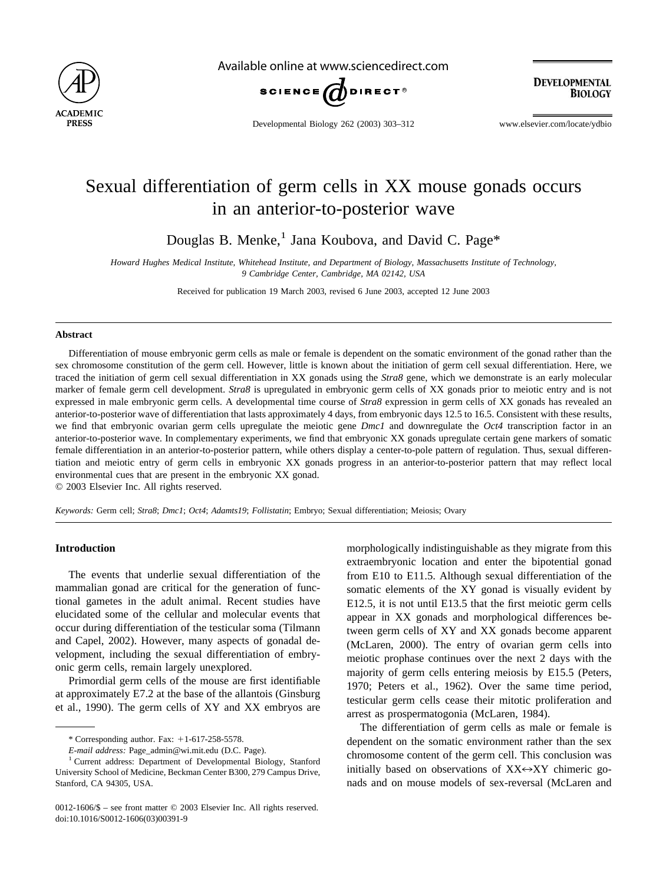# Sexual differentiation of germ cells in XX mouse gonads occurs in an anterior-to-posterior wave

Douglas B. Menke,[1] Jana Koubova, and David C. Page*

*Howard Hughes Medical Institute, Whitehead Institute, and Department of Biology, Massachusetts Institute of Technology, 9 Cambridge Center, Cambridge, MA 02142, USA*

Received for publication 19 March 2003, revised 6 June 2003, accepted 12 June 2003

## Abstract

Differentiation of mouse embryonic germ cells as male or female is dependent on the somatic environment of the gonad rather than the sex chromosome constitution of the germ cell. However, little is known about the initiation of germ cell sexual differentiation. Here, we traced the initiation of germ cell sexual differentiation in XX gonads using the *Stra8* gene, which we demonstrate is an early molecular marker of female germ cell development. *Stra8* is upregulated in embryonic germ cells of XX gonads prior to meiotic entry and is not expressed in male embryonic germ cells. A developmental time course of *Stra8* expression in germ cells of XX gonads has revealed an anterior-to-posterior wave of differentiation that lasts approximately 4 days, from embryonic days 12.5 to 16.5. Consistent with these results, we find that embryonic ovarian germ cells upregulate the meiotic gene *Dmc1* and downregulate the *Oct4* transcription factor in an anterior-to-posterior wave. In complementary experiments, we find that embryonic XX gonads upregulate certain gene markers of somatic female differentiation in an anterior-to-posterior pattern, while others display a center-to-pole pattern of regulation. Thus, sexual differentiation and meiotic entry of germ cells in embryonic XX gonads progress in an anterior-to-posterior pattern that may reflect local environmental cues that are present in the embryonic XX gonad.

© 2003 Elsevier Inc. All rights reserved.

*Keywords:* Germ cell; *Stra8*; *Dmc1*; *Oct4*; *Adamts19*; *Follistatin*; Embryo; Sexual differentiation; Meiosis; Ovary

## Introduction

The events that underlie sexual differentiation of the mammalian gonad are critical for the generation of functional gametes in the adult animal. Recent studies have elucidated some of the cellular and molecular events that occur during differentiation of the testicular soma (Tilmann and Capel, 2002). However, many aspects of gonadal development, including the sexual differentiation of embryonic germ cells, remain largely unexplored.

Primordial germ cells of the mouse are first identifiable at approximately E7.2 at the base of the allantois (Ginsburg et al., 1990). The germ cells of XY and XX embryos are morphologically indistinguishable as they migrate from this extraembryonic location and enter the bipotential gonad from E10 to E11.5. Although sexual differentiation of the somatic elements of the XY gonad is visually evident by E12.5, it is not until E13.5 that the first meiotic germ cells appear in XX gonads and morphological differences between germ cells of XY and XX gonads become apparent (McLaren, 2000). The entry of ovarian germ cells into meiotic prophase continues over the next 2 days with the majority of germ cells entering meiosis by E15.5 (Peters, 1970; Peters et al., 1962). Over the same time period, testicular germ cells cease their mitotic proliferation and arrest as prospermatogonia (McLaren, 1984).

The differentiation of germ cells as male or female is dependent on the somatic environment rather than the sex chromosome content of the germ cell. This conclusion was initially based on observations of XX↔XY chimeric gonads and on mouse models of sex-reversal (McLaren and

* Corresponding author. Fax: +1-617-258-5578.
*E-mail address:* Page_admin@wi.mit.edu (D.C. Page).
[1] Current address: Department of Developmental Biology, Stanford University School of Medicine, Beckman Center B300, 279 Campus Drive, Stanford, CA 94305, USA.

0012-1606/$ – see front matter © 2003 Elsevier Inc. All rights reserved.
doi:10.1016/S0012-1606(03)00391-9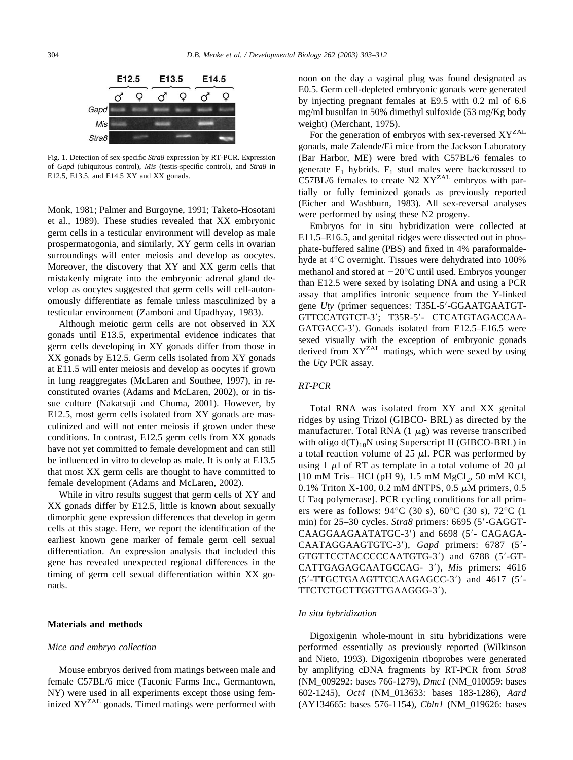Fig. 1. Detection of sex-specific *Stra8* expression by RT-PCR. Expression of *Gapd* (ubiquitous control), *Mis* (testis-specific control), and *Stra8* in E12.5, E13.5, and E14.5 XY and XX gonads.

Monk, 1981; Palmer and Burgoyne, 1991; Taketo-Hosotani et al., 1989). These studies revealed that XX embryonic germ cells in a testicular environment will develop as male prospermatogonia, and similarly, XY germ cells in ovarian surroundings will enter meiosis and develop as oocytes. Moreover, the discovery that XY and XX germ cells that mistakenly migrate into the embryonic adrenal gland develop as oocytes suggested that germ cells will cell-autonomously differentiate as female unless masculinized by a testicular environment (Zamboni and Upadhyay, 1983).

Although meiotic germ cells are not observed in XX gonads until E13.5, experimental evidence indicates that germ cells developing in XY gonads differ from those in XX gonads by E12.5. Germ cells isolated from XY gonads at E11.5 will enter meiosis and develop as oocytes if grown in lung reaggregates (McLaren and Southee, 1997), in reconstituted ovaries (Adams and McLaren, 2002), or in tissue culture (Nakatsuji and Chuma, 2001). However, by E12.5, most germ cells isolated from XY gonads are masculinized and will not enter meiosis if grown under these conditions. In contrast, E12.5 germ cells from XX gonads have not yet committed to female development and can still be influenced in vitro to develop as male. It is only at E13.5 that most XX germ cells are thought to have committed to female development (Adams and McLaren, 2002).

While in vitro results suggest that germ cells of XY and XX gonads differ by E12.5, little is known about sexually dimorphic gene expression differences that develop in germ cells at this stage. Here, we report the identification of the earliest known gene marker of female germ cell sexual differentiation. An expression analysis that included this gene has revealed unexpected regional differences in the timing of germ cell sexual differentiation within XX gonads.

## Materials and methods

### *Mice and embryo collection*

Mouse embryos derived from matings between male and female C57BL/6 mice (Taconic Farms Inc., Germantown, NY) were used in all experiments except those using feminized $XY^{ZAL}$ gonads. Timed matings were performed with noon on the day a vaginal plug was found designated as E0.5. Germ cell-depleted embryonic gonads were generated by injecting pregnant females at E9.5 with 0.2 ml of 6.6 mg/ml busulfan in 50% dimethyl sulfoxide (53 mg/Kg body weight) (Merchant, 1975).

For the generation of embryos with sex-reversed $XY^{ZAL}$ gonads, male Zalende/Ei mice from the Jackson Laboratory (Bar Harbor, ME) were bred with C57BL/6 females to generate $F_1$ hybrids. $F_1$ stud males were backcrossed to C57BL/6 females to create N2 $XY^{ZAL}$ embryos with partially or fully feminized gonads as previously reported (Eicher and Washburn, 1983). All sex-reversal analyses were performed by using these N2 progeny.

Embryos for in situ hybridization were collected at E11.5–E16.5, and genital ridges were dissected out in phosphate-buffered saline (PBS) and fixed in 4% paraformaldehyde at 4°C overnight. Tissues were dehydrated into 100% methanol and stored at −20°C until used. Embryos younger than E12.5 were sexed by isolating DNA and using a PCR assay that amplifies intronic sequence from the Y-linked gene *Uty* (primer sequences: T35L-5′-GGAATGAATGTGTTCCATGTCT-3′; T35R-5′- CTCATGTAGACCAAGATGACC-3′). Gonads isolated from E12.5–E16.5 were sexed visually with the exception of embryonic gonads derived from $XY^{ZAL}$ matings, which were sexed by using the *Uty* PCR assay.

### *RT-PCR*

Total RNA was isolated from XY and XX genital ridges by using Trizol (GIBCO- BRL) as directed by the manufacturer. Total RNA (1 $\mu$g) was reverse transcribed with oligo $d(T)_{18}N$ using Superscript II (GIBCO-BRL) in a total reaction volume of 25 $\mu$l. PCR was performed by using 1 $\mu$l of RT as template in a total volume of 20 $\mu$l [10 mM Tris– HCl (pH 9), 1.5 mM $MgCl_2$, 50 mM KCl, 0.1% Triton X-100, 0.2 mM dNTPS, 0.5 $\mu$M primers, 0.5 U Taq polymerase]. PCR cycling conditions for all primers were as follows: 94°C (30 s), 60°C (30 s), 72°C (1 min) for 25–30 cycles. *Stra8* primers: 6695 (5′-GAGGTCAAGGAAGAATATGC-3′) and 6698 (5′- CAGAGACAATAGGAAGTGTC-3′), *Gapd* primers: 6787 (5′-GTGTTCCTACCCCCAATGTG-3′) and 6788 (5′-GTCATTGAGAGCAATGCCAG- 3′), *Mis* primers: 4616 (5′-TTGCTGAAGTTCCAAGAGCC-3′) and 4617 (5′-TTCTCTGCTTGGTTGAAGGG-3′).

### *In situ hybridization*

Digoxigenin whole-mount in situ hybridizations were performed essentially as previously reported (Wilkinson and Nieto, 1993). Digoxigenin riboprobes were generated by amplifying cDNA fragments by RT-PCR from *Stra8* (NM_009292: bases 766-1279), *Dmc1* (NM_010059: bases 602-1245), *Oct4* (NM_013633: bases 183-1286), *Aard* (AY134665: bases 576-1154), *Cbln1* (NM_019626: bases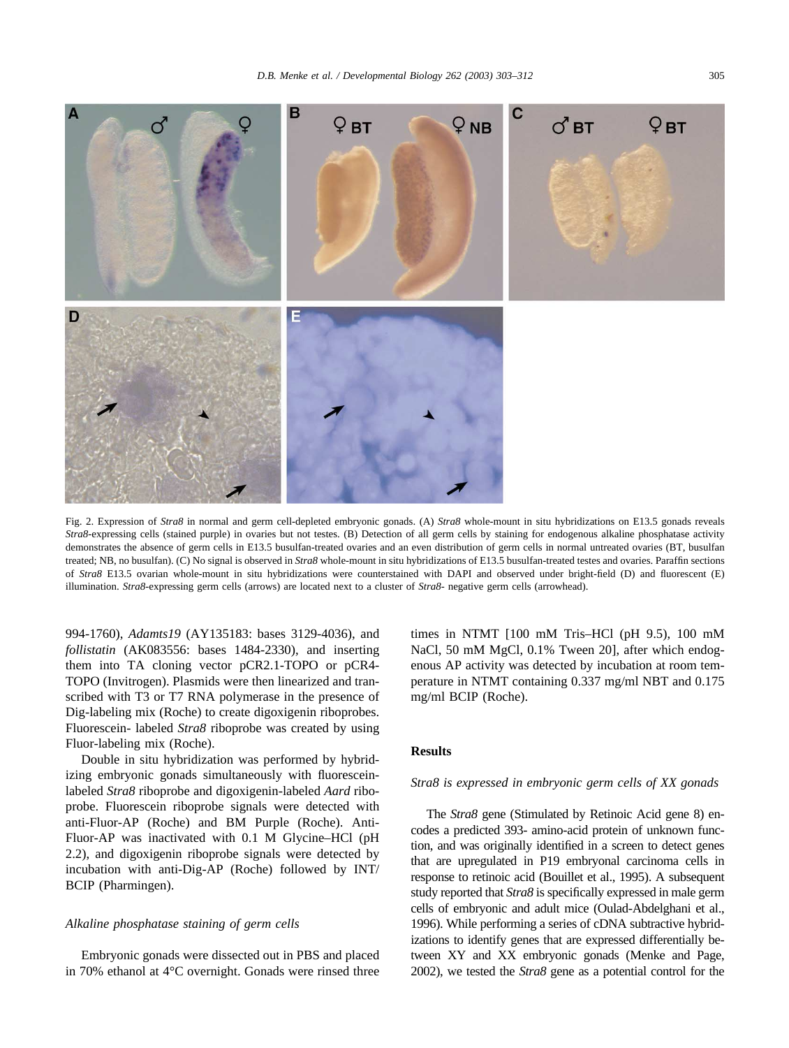Fig. 2. Expression of *Stra8* in normal and germ cell-depleted embryonic gonads. (A) *Stra8* whole-mount in situ hybridizations on E13.5 gonads reveals *Stra8*-expressing cells (stained purple) in ovaries but not testes. (B) Detection of all germ cells by staining for endogenous alkaline phosphatase activity demonstrates the absence of germ cells in E13.5 busulfan-treated ovaries and an even distribution of germ cells in normal untreated ovaries (BT, busulfan treated; NB, no busulfan). (C) No signal is observed in *Stra8* whole-mount in situ hybridizations of E13.5 busulfan-treated testes and ovaries. Paraffin sections of *Stra8* E13.5 ovarian whole-mount in situ hybridizations were counterstained with DAPI and observed under bright-field (D) and fluorescent (E) illumination. *Stra8*-expressing germ cells (arrows) are located next to a cluster of *Stra8*- negative germ cells (arrowhead).

994-1760), *Adamts19* (AY135183: bases 3129-4036), and *follistatin* (AK083556: bases 1484-2330), and inserting them into TA cloning vector pCR2.1-TOPO or pCR4-TOPO (Invitrogen). Plasmids were then linearized and transcribed with T3 or T7 RNA polymerase in the presence of Dig-labeling mix (Roche) to create digoxigenin riboprobes. Fluorescein- labeled *Stra8* riboprobe was created by using Fluor-labeling mix (Roche).

Double in situ hybridization was performed by hybridizing embryonic gonads simultaneously with fluorescein-labeled *Stra8* riboprobe and digoxigenin-labeled *Aard* riboprobe. Fluorescein riboprobe signals were detected with anti-Fluor-AP (Roche) and BM Purple (Roche). Anti-Fluor-AP was inactivated with 0.1 M Glycine–HCl (pH 2.2), and digoxigenin riboprobe signals were detected by incubation with anti-Dig-AP (Roche) followed by INT/BCIP (Pharmingen).

### *Alkaline phosphatase staining of germ cells*

Embryonic gonads were dissected out in PBS and placed in 70% ethanol at 4°C overnight. Gonads were rinsed three times in NTMT [100 mM Tris–HCl (pH 9.5), 100 mM NaCl, 50 mM MgCl, 0.1% Tween 20], after which endogenous AP activity was detected by incubation at room temperature in NTMT containing 0.337 mg/ml NBT and 0.175 mg/ml BCIP (Roche).

## Results

### *Stra8 is expressed in embryonic germ cells of XX gonads*

The *Stra8* gene (Stimulated by Retinoic Acid gene 8) encodes a predicted 393- amino-acid protein of unknown function, and was originally identified in a screen to detect genes that are upregulated in P19 embryonal carcinoma cells in response to retinoic acid (Bouillet et al., 1995). A subsequent study reported that *Stra8* is specifically expressed in male germ cells of embryonic and adult mice (Oulad-Abdelghani et al., 1996). While performing a series of cDNA subtractive hybridizations to identify genes that are expressed differentially between XY and XX embryonic gonads (Menke and Page, 2002), we tested the *Stra8* gene as a potential control for the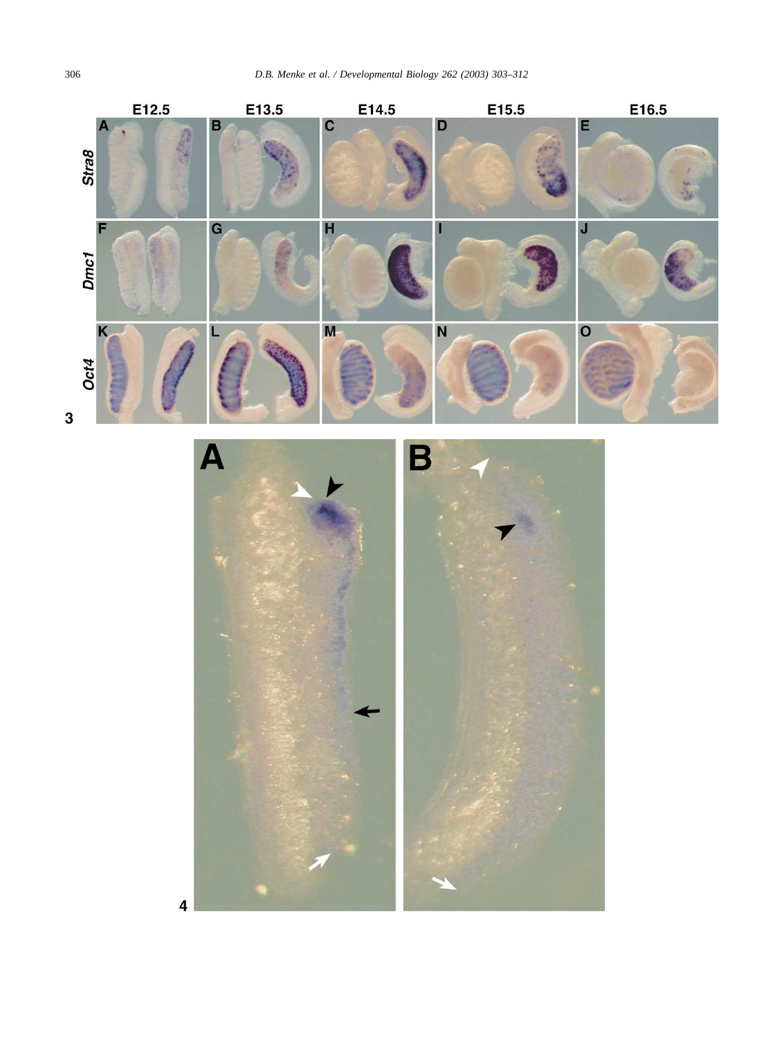| | E12.5 | E13.5 | E14.5 | E15.5 | E16.5 |
|---|---|---|---|---|---|
| *Stra8* | A | B | C | D | E |
| *Dmc1* | F | G | H | I | J |
| *Oct4* | K | L | M | N | O |

3

A B

4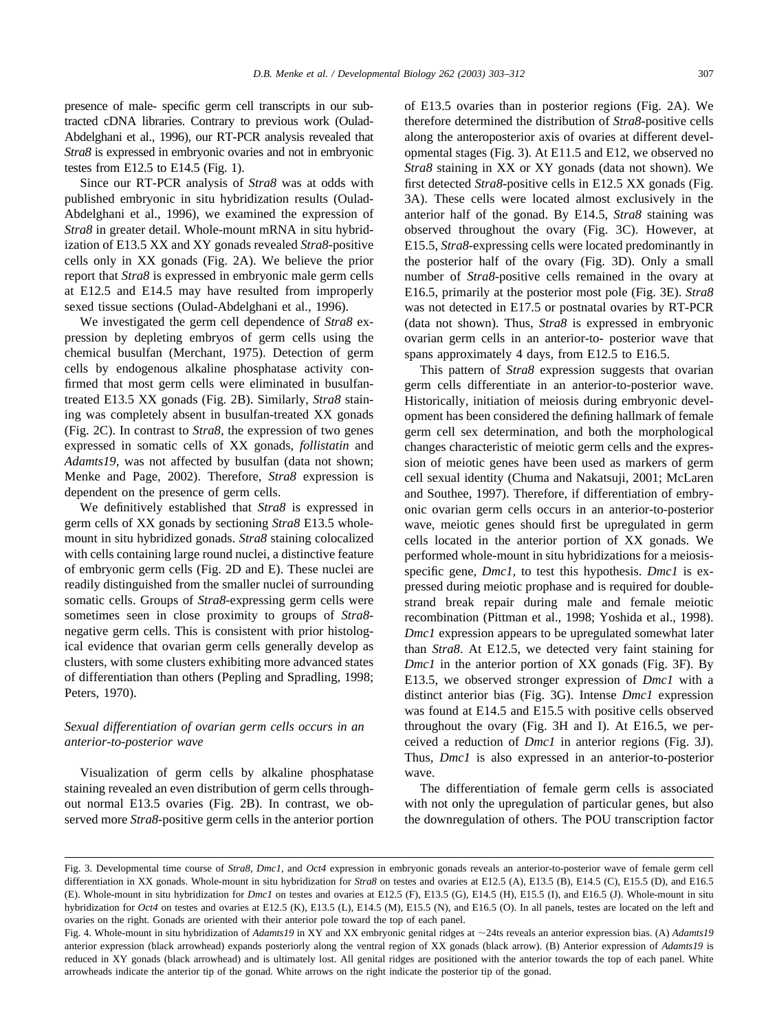presence of male- specific germ cell transcripts in our subtracted cDNA libraries. Contrary to previous work (Oulad-Abdelghani et al., 1996), our RT-PCR analysis revealed that *Stra8* is expressed in embryonic ovaries and not in embryonic testes from E12.5 to E14.5 (Fig. 1).

Since our RT-PCR analysis of *Stra8* was at odds with published embryonic in situ hybridization results (Oulad-Abdelghani et al., 1996), we examined the expression of *Stra8* in greater detail. Whole-mount mRNA in situ hybridization of E13.5 XX and XY gonads revealed *Stra8*-positive cells only in XX gonads (Fig. 2A). We believe the prior report that *Stra8* is expressed in embryonic male germ cells at E12.5 and E14.5 may have resulted from improperly sexed tissue sections (Oulad-Abdelghani et al., 1996).

We investigated the germ cell dependence of *Stra8* expression by depleting embryos of germ cells using the chemical busulfan (Merchant, 1975). Detection of germ cells by endogenous alkaline phosphatase activity confirmed that most germ cells were eliminated in busulfan-treated E13.5 XX gonads (Fig. 2B). Similarly, *Stra8* staining was completely absent in busulfan-treated XX gonads (Fig. 2C). In contrast to *Stra8*, the expression of two genes expressed in somatic cells of XX gonads, *follistatin* and *Adamts19*, was not affected by busulfan (data not shown; Menke and Page, 2002). Therefore, *Stra8* expression is dependent on the presence of germ cells.

We definitively established that *Stra8* is expressed in germ cells of XX gonads by sectioning *Stra8* E13.5 whole-mount in situ hybridized gonads. *Stra8* staining colocalized with cells containing large round nuclei, a distinctive feature of embryonic germ cells (Fig. 2D and E). These nuclei are readily distinguished from the smaller nuclei of surrounding somatic cells. Groups of *Stra8*-expressing germ cells were sometimes seen in close proximity to groups of *Stra8*-negative germ cells. This is consistent with prior histological evidence that ovarian germ cells generally develop as clusters, with some clusters exhibiting more advanced states of differentiation than others (Pepling and Spradling, 1998; Peters, 1970).

### *Sexual differentiation of ovarian germ cells occurs in an anterior-to-posterior wave*

Visualization of germ cells by alkaline phosphatase staining revealed an even distribution of germ cells throughout normal E13.5 ovaries (Fig. 2B). In contrast, we observed more *Stra8*-positive germ cells in the anterior portion of E13.5 ovaries than in posterior regions (Fig. 2A). We therefore determined the distribution of *Stra8*-positive cells along the anteroposterior axis of ovaries at different developmental stages (Fig. 3). At E11.5 and E12, we observed no *Stra8* staining in XX or XY gonads (data not shown). We first detected *Stra8*-positive cells in E12.5 XX gonads (Fig. 3A). These cells were located almost exclusively in the anterior half of the gonad. By E14.5, *Stra8* staining was observed throughout the ovary (Fig. 3C). However, at E15.5, *Stra8*-expressing cells were located predominantly in the posterior half of the ovary (Fig. 3D). Only a small number of *Stra8*-positive cells remained in the ovary at E16.5, primarily at the posterior most pole (Fig. 3E). *Stra8* was not detected in E17.5 or postnatal ovaries by RT-PCR (data not shown). Thus, *Stra8* is expressed in embryonic ovarian germ cells in an anterior-to- posterior wave that spans approximately 4 days, from E12.5 to E16.5.

This pattern of *Stra8* expression suggests that ovarian germ cells differentiate in an anterior-to-posterior wave. Historically, initiation of meiosis during embryonic development has been considered the defining hallmark of female germ cell sex determination, and both the morphological changes characteristic of meiotic germ cells and the expression of meiotic genes have been used as markers of germ cell sexual identity (Chuma and Nakatsuji, 2001; McLaren and Southee, 1997). Therefore, if differentiation of embryonic ovarian germ cells occurs in an anterior-to-posterior wave, meiotic genes should first be upregulated in germ cells located in the anterior portion of XX gonads. We performed whole-mount in situ hybridizations for a meiosis-specific gene, *Dmc1*, to test this hypothesis. *Dmc1* is expressed during meiotic prophase and is required for double-strand break repair during male and female meiotic recombination (Pittman et al., 1998; Yoshida et al., 1998). *Dmc1* expression appears to be upregulated somewhat later than *Stra8*. At E12.5, we detected very faint staining for *Dmc1* in the anterior portion of XX gonads (Fig. 3F). By E13.5, we observed stronger expression of *Dmc1* with a distinct anterior bias (Fig. 3G). Intense *Dmc1* expression was found at E14.5 and E15.5 with positive cells observed throughout the ovary (Fig. 3H and I). At E16.5, we perceived a reduction of *Dmc1* in anterior regions (Fig. 3J). Thus, *Dmc1* is also expressed in an anterior-to-posterior wave.

The differentiation of female germ cells is associated with not only the upregulation of particular genes, but also the downregulation of others. The POU transcription factor

Fig. 3. Developmental time course of *Stra8*, *Dmc1*, and *Oct4* expression in embryonic gonads reveals an anterior-to-posterior wave of female germ cell differentiation in XX gonads. Whole-mount in situ hybridization for *Stra8* on testes and ovaries at E12.5 (A), E13.5 (B), E14.5 (C), E15.5 (D), and E16.5 (E). Whole-mount in situ hybridization for *Dmc1* on testes and ovaries at E12.5 (F), E13.5 (G), E14.5 (H), E15.5 (I), and E16.5 (J). Whole-mount in situ hybridization for *Oct4* on testes and ovaries at E12.5 (K), E13.5 (L), E14.5 (M), E15.5 (N), and E16.5 (O). In all panels, testes are located on the left and ovaries on the right. Gonads are oriented with their anterior pole toward the top of each panel.

Fig. 4. Whole-mount in situ hybridization of *Adamts19* in XY and XX embryonic genital ridges at ~24ts reveals an anterior expression bias. (A) *Adamts19* anterior expression (black arrowhead) expands posteriorly along the ventral region of XX gonads (black arrow). (B) Anterior expression of *Adamts19* is reduced in XY gonads (black arrowhead) and is ultimately lost. All genital ridges are positioned with the anterior towards the top of each panel. White arrowheads indicate the anterior tip of the gonad. White arrows on the right indicate the posterior tip of the gonad.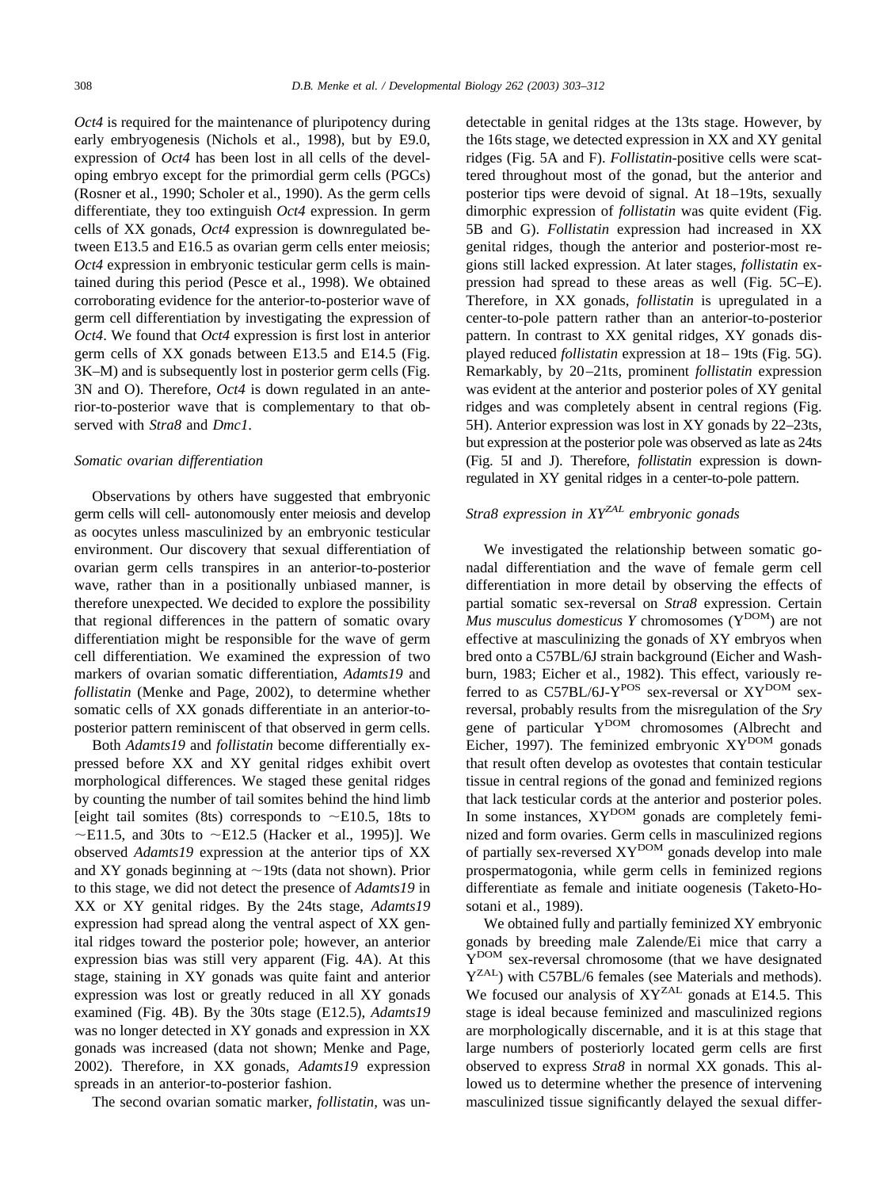*Oct4* is required for the maintenance of pluripotency during early embryogenesis (Nichols et al., 1998), but by E9.0, expression of *Oct4* has been lost in all cells of the developing embryo except for the primordial germ cells (PGCs) (Rosner et al., 1990; Scholer et al., 1990). As the germ cells differentiate, they too extinguish *Oct4* expression. In germ cells of XX gonads, *Oct4* expression is downregulated between E13.5 and E16.5 as ovarian germ cells enter meiosis; *Oct4* expression in embryonic testicular germ cells is maintained during this period (Pesce et al., 1998). We obtained corroborating evidence for the anterior-to-posterior wave of germ cell differentiation by investigating the expression of *Oct4*. We found that *Oct4* expression is first lost in anterior germ cells of XX gonads between E13.5 and E14.5 (Fig. 3K–M) and is subsequently lost in posterior germ cells (Fig. 3N and O). Therefore, *Oct4* is down regulated in an anterior-to-posterior wave that is complementary to that observed with *Stra8* and *Dmc1*.

### Somatic ovarian differentiation

Observations by others have suggested that embryonic germ cells will cell- autonomously enter meiosis and develop as oocytes unless masculinized by an embryonic testicular environment. Our discovery that sexual differentiation of ovarian germ cells transpires in an anterior-to-posterior wave, rather than in a positionally unbiased manner, is therefore unexpected. We decided to explore the possibility that regional differences in the pattern of somatic ovary differentiation might be responsible for the wave of germ cell differentiation. We examined the expression of two markers of ovarian somatic differentiation, *Adamts19* and *follistatin* (Menke and Page, 2002), to determine whether somatic cells of XX gonads differentiate in an anterior-to-posterior pattern reminiscent of that observed in germ cells.

Both *Adamts19* and *follistatin* become differentially expressed before XX and XY genital ridges exhibit overt morphological differences. We staged these genital ridges by counting the number of tail somites behind the hind limb [eight tail somites (8ts) corresponds to ~E10.5, 18ts to ~E11.5, and 30ts to ~E12.5 (Hacker et al., 1995)]. We observed *Adamts19* expression at the anterior tips of XX and XY gonads beginning at ~19ts (data not shown). Prior to this stage, we did not detect the presence of *Adamts19* in XX or XY genital ridges. By the 24ts stage, *Adamts19* expression had spread along the ventral aspect of XX genital ridges toward the posterior pole; however, an anterior expression bias was still very apparent (Fig. 4A). At this stage, staining in XY gonads was quite faint and anterior expression was lost or greatly reduced in all XY gonads examined (Fig. 4B). By the 30ts stage (E12.5), *Adamts19* was no longer detected in XY gonads and expression in XX gonads was increased (data not shown; Menke and Page, 2002). Therefore, in XX gonads, *Adamts19* expression spreads in an anterior-to-posterior fashion.

The second ovarian somatic marker, *follistatin*, was undetectable in genital ridges at the 13ts stage. However, by the 16ts stage, we detected expression in XX and XY genital ridges (Fig. 5A and F). *Follistatin*-positive cells were scattered throughout most of the gonad, but the anterior and posterior tips were devoid of signal. At 18–19ts, sexually dimorphic expression of *follistatin* was quite evident (Fig. 5B and G). *Follistatin* expression had increased in XX genital ridges, though the anterior and posterior-most regions still lacked expression. At later stages, *follistatin* expression had spread to these areas as well (Fig. 5C–E). Therefore, in XX gonads, *follistatin* is upregulated in a center-to-pole pattern rather than an anterior-to-posterior pattern. In contrast to XX genital ridges, XY gonads displayed reduced *follistatin* expression at 18– 19ts (Fig. 5G). Remarkably, by 20–21ts, prominent *follistatin* expression was evident at the anterior and posterior poles of XY genital ridges and was completely absent in central regions (Fig. 5H). Anterior expression was lost in XY gonads by 22–23ts, but expression at the posterior pole was observed as late as 24ts (Fig. 5I and J). Therefore, *follistatin* expression is downregulated in XY genital ridges in a center-to-pole pattern.

### *Stra8* expression in $XY^{ZAL}$ embryonic gonads

We investigated the relationship between somatic gonadal differentiation and the wave of female germ cell differentiation in more detail by observing the effects of partial somatic sex-reversal on *Stra8* expression. Certain *Mus musculus domesticus Y* chromosomes ($Y^{DOM}$) are not effective at masculinizing the gonads of XY embryos when bred onto a C57BL/6J strain background (Eicher and Washburn, 1983; Eicher et al., 1982). This effect, variously referred to as C57BL/6J-$Y^{POS}$ sex-reversal or $XY^{DOM}$ sex-reversal, probably results from the misregulation of the *Sry* gene of particular $Y^{DOM}$ chromosomes (Albrecht and Eicher, 1997). The feminized embryonic $XY^{DOM}$ gonads that result often develop as ovotestes that contain testicular tissue in central regions of the gonad and feminized regions that lack testicular cords at the anterior and posterior poles. In some instances, $XY^{DOM}$ gonads are completely feminized and form ovaries. Germ cells in masculinized regions of partially sex-reversed $XY^{DOM}$ gonads develop into male prospermatogonia, while germ cells in feminized regions differentiate as female and initiate oogenesis (Taketo-Hosotani et al., 1989).

We obtained fully and partially feminized XY embryonic gonads by breeding male Zalende/Ei mice that carry a $Y^{DOM}$ sex-reversal chromosome (that we have designated $Y^{ZAL}$) with C57BL/6 females (see Materials and methods). We focused our analysis of $XY^{ZAL}$ gonads at E14.5. This stage is ideal because feminized and masculinized regions are morphologically discernable, and it is at this stage that large numbers of posteriorly located germ cells are first observed to express *Stra8* in normal XX gonads. This allowed us to determine whether the presence of intervening masculinized tissue significantly delayed the sexual differ-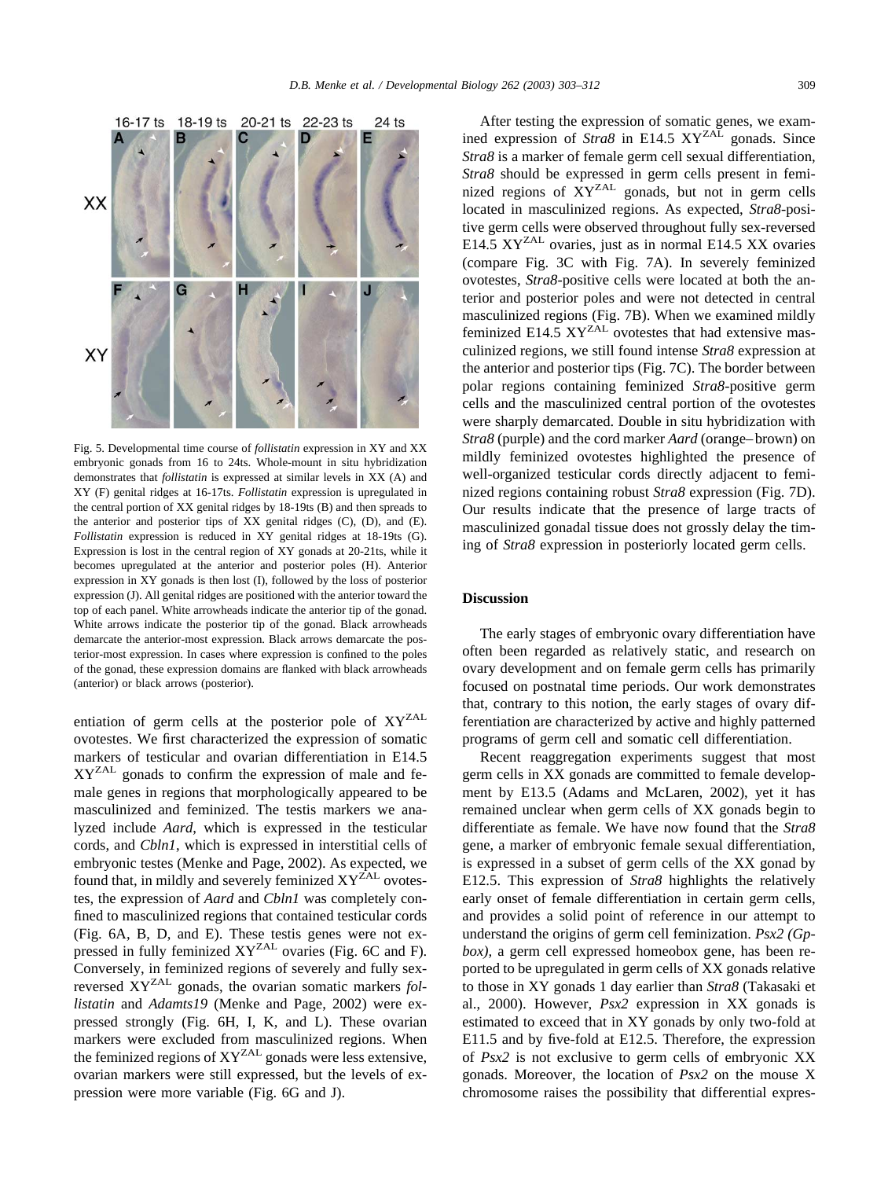Fig. 5. Developmental time course of *follistatin* expression in XY and XX embryonic gonads from 16 to 24ts. Whole-mount in situ hybridization demonstrates that *follistatin* is expressed at similar levels in XX (A) and XY (F) genital ridges at 16-17ts. *Follistatin* expression is upregulated in the central portion of XX genital ridges by 18-19ts (B) and then spreads to the anterior and posterior tips of XX genital ridges (C), (D), and (E). *Follistatin* expression is reduced in XY genital ridges at 18-19ts (G). Expression is lost in the central region of XY gonads at 20-21ts, while it becomes upregulated at the anterior and posterior poles (H). Anterior expression in XY gonads is then lost (I), followed by the loss of posterior expression (J). All genital ridges are positioned with the anterior toward the top of each panel. White arrowheads indicate the anterior tip of the gonad. White arrows indicate the posterior tip of the gonad. Black arrowheads demarcate the anterior-most expression. Black arrows demarcate the posterior-most expression. In cases where expression is confined to the poles of the gonad, these expression domains are flanked with black arrowheads (anterior) or black arrows (posterior).

entiation of germ cells at the posterior pole of $XY^{ZAL}$ ovotestes. We first characterized the expression of somatic markers of testicular and ovarian differentiation in E14.5 $XY^{ZAL}$ gonads to confirm the expression of male and female genes in regions that morphologically appeared to be masculinized and feminized. The testis markers we analyzed include *Aard*, which is expressed in the testicular cords, and *Cbln1*, which is expressed in interstitial cells of embryonic testes (Menke and Page, 2002). As expected, we found that, in mildly and severely feminized $XY^{ZAL}$ ovotestes, the expression of *Aard* and *Cbln1* was completely confined to masculinized regions that contained testicular cords (Fig. 6A, B, D, and E). These testis genes were not expressed in fully feminized $XY^{ZAL}$ ovaries (Fig. 6C and F). Conversely, in feminized regions of severely and fully sex-reversed $XY^{ZAL}$ gonads, the ovarian somatic markers *follistatin* and *Adamts19* (Menke and Page, 2002) were expressed strongly (Fig. 6H, I, K, and L). These ovarian markers were excluded from masculinized regions. When the feminized regions of $XY^{ZAL}$ gonads were less extensive, ovarian markers were still expressed, but the levels of expression were more variable (Fig. 6G and J).

After testing the expression of somatic genes, we examined expression of *Stra8* in E14.5 $XY^{ZAL}$ gonads. Since *Stra8* is a marker of female germ cell sexual differentiation, *Stra8* should be expressed in germ cells present in feminized regions of $XY^{ZAL}$ gonads, but not in germ cells located in masculinized regions. As expected, *Stra8*-positive germ cells were observed throughout fully sex-reversed E14.5 $XY^{ZAL}$ ovaries, just as in normal E14.5 XX ovaries (compare Fig. 3C with Fig. 7A). In severely feminized ovotestes, *Stra8*-positive cells were located at both the anterior and posterior poles and were not detected in central masculinized regions (Fig. 7B). When we examined mildly feminized E14.5 $XY^{ZAL}$ ovotestes that had extensive masculinized regions, we still found intense *Stra8* expression at the anterior and posterior tips (Fig. 7C). The border between polar regions containing feminized *Stra8*-positive germ cells and the masculinized central portion of the ovotestes were sharply demarcated. Double in situ hybridization with *Stra8* (purple) and the cord marker *Aard* (orange–brown) on mildly feminized ovotestes highlighted the presence of well-organized testicular cords directly adjacent to feminized regions containing robust *Stra8* expression (Fig. 7D). Our results indicate that the presence of large tracts of masculinized gonadal tissue does not grossly delay the timing of *Stra8* expression in posteriorly located germ cells.

## Discussion

The early stages of embryonic ovary differentiation have often been regarded as relatively static, and research on ovary development and on female germ cells has primarily focused on postnatal time periods. Our work demonstrates that, contrary to this notion, the early stages of ovary differentiation are characterized by active and highly patterned programs of germ cell and somatic cell differentiation.

Recent reaggregation experiments suggest that most germ cells in XX gonads are committed to female development by E13.5 (Adams and McLaren, 2002), yet it has remained unclear when germ cells of XX gonads begin to differentiate as female. We have now found that the *Stra8* gene, a marker of embryonic female sexual differentiation, is expressed in a subset of germ cells of the XX gonad by E12.5. This expression of *Stra8* highlights the relatively early onset of female differentiation in certain germ cells, and provides a solid point of reference in our attempt to understand the origins of germ cell feminization. *Psx2 (Gpbox)*, a germ cell expressed homeobox gene, has been reported to be upregulated in germ cells of XX gonads relative to those in XY gonads 1 day earlier than *Stra8* (Takasaki et al., 2000). However, *Psx2* expression in XX gonads is estimated to exceed that in XY gonads by only two-fold at E11.5 and by five-fold at E12.5. Therefore, the expression of *Psx2* is not exclusive to germ cells of embryonic XX gonads. Moreover, the location of *Psx2* on the mouse X chromosome raises the possibility that differential expres-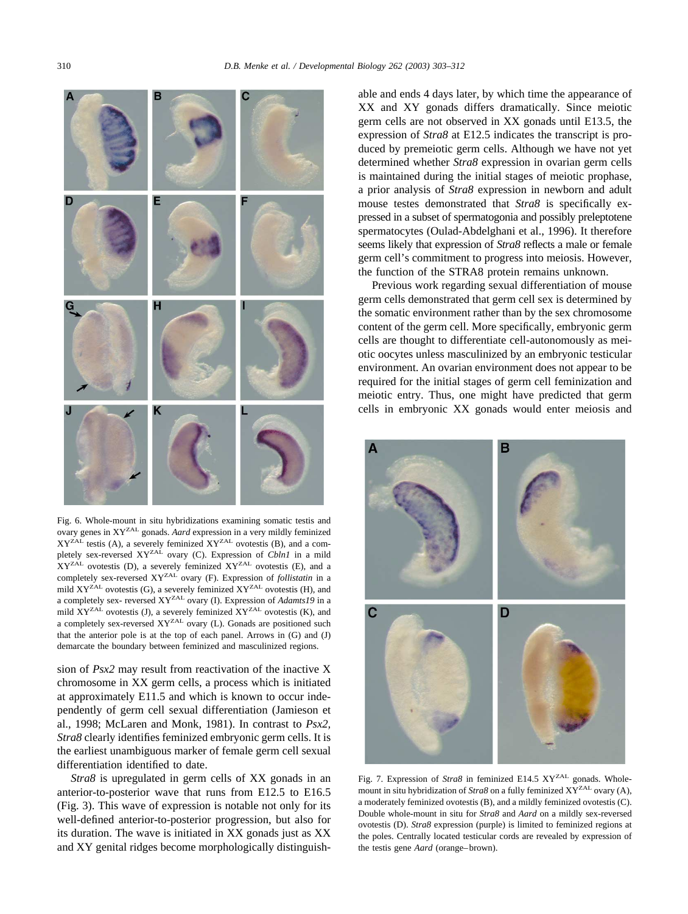Fig. 6. Whole-mount in situ hybridizations examining somatic testis and ovary genes in $XY^{ZAL}$ gonads. *Aard* expression in a very mildly feminized $XY^{ZAL}$ testis (A), a severely feminized $XY^{ZAL}$ ovotestis (B), and a completely sex-reversed $XY^{ZAL}$ ovary (C). Expression of *Cbln1* in a mild $XY^{ZAL}$ ovotestis (D), a severely feminized $XY^{ZAL}$ ovotestis (E), and a completely sex-reversed $XY^{ZAL}$ ovary (F). Expression of *follistatin* in a mild $XY^{ZAL}$ ovotestis (G), a severely feminized $XY^{ZAL}$ ovotestis (H), and a completely sex- reversed $XY^{ZAL}$ ovary (I). Expression of *Adamts19* in a mild $XY^{ZAL}$ ovotestis (J), a severely feminized $XY^{ZAL}$ ovotestis (K), and a completely sex-reversed $XY^{ZAL}$ ovary (L). Gonads are positioned such that the anterior pole is at the top of each panel. Arrows in (G) and (J) demarcate the boundary between feminized and masculinized regions.

sion of *Psx2* may result from reactivation of the inactive X chromosome in XX germ cells, a process which is initiated at approximately E11.5 and which is known to occur independently of germ cell sexual differentiation (Jamieson et al., 1998; McLaren and Monk, 1981). In contrast to *Psx2*, *Stra8* clearly identifies feminized embryonic germ cells. It is the earliest unambiguous marker of female germ cell sexual differentiation identified to date.

*Stra8* is upregulated in germ cells of XX gonads in an anterior-to-posterior wave that runs from E12.5 to E16.5 (Fig. 3). This wave of expression is notable not only for its well-defined anterior-to-posterior progression, but also for its duration. The wave is initiated in XX gonads just as XX and XY genital ridges become morphologically distinguishable and ends 4 days later, by which time the appearance of XX and XY gonads differs dramatically. Since meiotic germ cells are not observed in XX gonads until E13.5, the expression of *Stra8* at E12.5 indicates the transcript is produced by premeiotic germ cells. Although we have not yet determined whether *Stra8* expression in ovarian germ cells is maintained during the initial stages of meiotic prophase, a prior analysis of *Stra8* expression in newborn and adult mouse testes demonstrated that *Stra8* is specifically expressed in a subset of spermatogonia and possibly preleptotene spermatocytes (Oulad-Abdelghani et al., 1996). It therefore seems likely that expression of *Stra8* reflects a male or female germ cell's commitment to progress into meiosis. However, the function of the STRA8 protein remains unknown.

Previous work regarding sexual differentiation of mouse germ cells demonstrated that germ cell sex is determined by the somatic environment rather than by the sex chromosome content of the germ cell. More specifically, embryonic germ cells are thought to differentiate cell-autonomously as meiotic oocytes unless masculinized by an embryonic testicular environment. An ovarian environment does not appear to be required for the initial stages of germ cell feminization and meiotic entry. Thus, one might have predicted that germ cells in embryonic XX gonads would enter meiosis and

Fig. 7. Expression of *Stra8* in feminized E14.5 $XY^{ZAL}$ gonads. Whole-mount in situ hybridization of *Stra8* on a fully feminized $XY^{ZAL}$ ovary (A), a moderately feminized ovotestis (B), and a mildly feminized ovotestis (C). Double whole-mount in situ for *Stra8* and *Aard* on a mildly sex-reversed ovotestis (D). *Stra8* expression (purple) is limited to feminized regions at the poles. Centrally located testicular cords are revealed by expression of the testis gene *Aard* (orange–brown).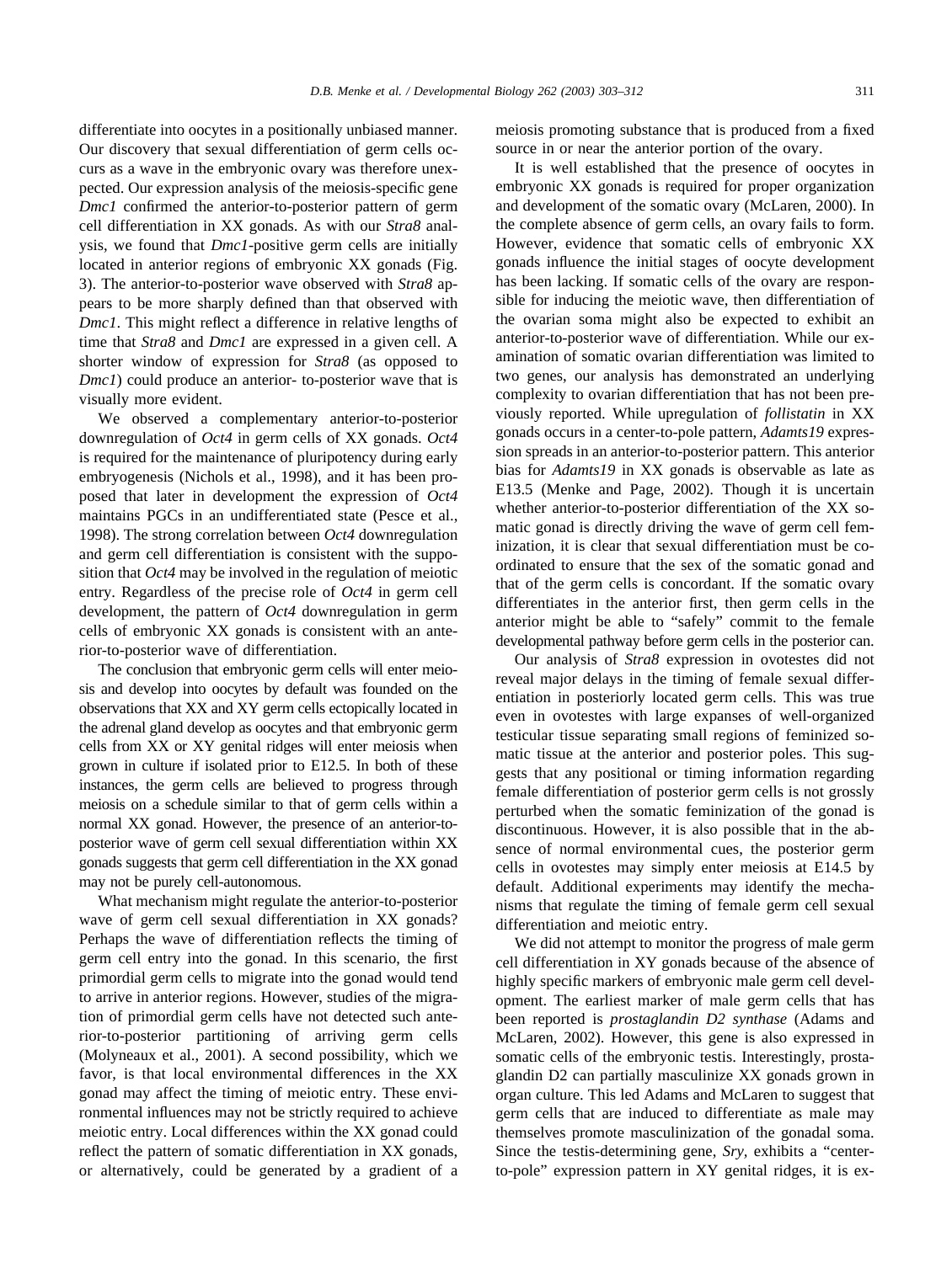differentiate into oocytes in a positionally unbiased manner. Our discovery that sexual differentiation of germ cells occurs as a wave in the embryonic ovary was therefore unexpected. Our expression analysis of the meiosis-specific gene *Dmc1* confirmed the anterior-to-posterior pattern of germ cell differentiation in XX gonads. As with our *Stra8* analysis, we found that *Dmc1*-positive germ cells are initially located in anterior regions of embryonic XX gonads (Fig. 3). The anterior-to-posterior wave observed with *Stra8* appears to be more sharply defined than that observed with *Dmc1*. This might reflect a difference in relative lengths of time that *Stra8* and *Dmc1* are expressed in a given cell. A shorter window of expression for *Stra8* (as opposed to *Dmc1*) could produce an anterior- to-posterior wave that is visually more evident.

We observed a complementary anterior-to-posterior downregulation of *Oct4* in germ cells of XX gonads. *Oct4* is required for the maintenance of pluripotency during early embryogenesis (Nichols et al., 1998), and it has been proposed that later in development the expression of *Oct4* maintains PGCs in an undifferentiated state (Pesce et al., 1998). The strong correlation between *Oct4* downregulation and germ cell differentiation is consistent with the supposition that *Oct4* may be involved in the regulation of meiotic entry. Regardless of the precise role of *Oct4* in germ cell development, the pattern of *Oct4* downregulation in germ cells of embryonic XX gonads is consistent with an anterior-to-posterior wave of differentiation.

The conclusion that embryonic germ cells will enter meiosis and develop into oocytes by default was founded on the observations that XX and XY germ cells ectopically located in the adrenal gland develop as oocytes and that embryonic germ cells from XX or XY genital ridges will enter meiosis when grown in culture if isolated prior to E12.5. In both of these instances, the germ cells are believed to progress through meiosis on a schedule similar to that of germ cells within a normal XX gonad. However, the presence of an anterior-to-posterior wave of germ cell sexual differentiation within XX gonads suggests that germ cell differentiation in the XX gonad may not be purely cell-autonomous.

What mechanism might regulate the anterior-to-posterior wave of germ cell sexual differentiation in XX gonads? Perhaps the wave of differentiation reflects the timing of germ cell entry into the gonad. In this scenario, the first primordial germ cells to migrate into the gonad would tend to arrive in anterior regions. However, studies of the migration of primordial germ cells have not detected such anterior-to-posterior partitioning of arriving germ cells (Molyneaux et al., 2001). A second possibility, which we favor, is that local environmental differences in the XX gonad may affect the timing of meiotic entry. These environmental influences may not be strictly required to achieve meiotic entry. Local differences within the XX gonad could reflect the pattern of somatic differentiation in XX gonads, or alternatively, could be generated by a gradient of a meiosis promoting substance that is produced from a fixed source in or near the anterior portion of the ovary.

It is well established that the presence of oocytes in embryonic XX gonads is required for proper organization and development of the somatic ovary (McLaren, 2000). In the complete absence of germ cells, an ovary fails to form. However, evidence that somatic cells of embryonic XX gonads influence the initial stages of oocyte development has been lacking. If somatic cells of the ovary are responsible for inducing the meiotic wave, then differentiation of the ovarian soma might also be expected to exhibit an anterior-to-posterior wave of differentiation. While our examination of somatic ovarian differentiation was limited to two genes, our analysis has demonstrated an underlying complexity to ovarian differentiation that has not been previously reported. While upregulation of *follistatin* in XX gonads occurs in a center-to-pole pattern, *Adamts19* expression spreads in an anterior-to-posterior pattern. This anterior bias for *Adamts19* in XX gonads is observable as late as E13.5 (Menke and Page, 2002). Though it is uncertain whether anterior-to-posterior differentiation of the XX somatic gonad is directly driving the wave of germ cell feminization, it is clear that sexual differentiation must be coordinated to ensure that the sex of the somatic gonad and that of the germ cells is concordant. If the somatic ovary differentiates in the anterior first, then germ cells in the anterior might be able to "safely" commit to the female developmental pathway before germ cells in the posterior can.

Our analysis of *Stra8* expression in ovotestes did not reveal major delays in the timing of female sexual differentiation in posteriorly located germ cells. This was true even in ovotestes with large expanses of well-organized testicular tissue separating small regions of feminized somatic tissue at the anterior and posterior poles. This suggests that any positional or timing information regarding female differentiation of posterior germ cells is not grossly perturbed when the somatic feminization of the gonad is discontinuous. However, it is also possible that in the absence of normal environmental cues, the posterior germ cells in ovotestes may simply enter meiosis at E14.5 by default. Additional experiments may identify the mechanisms that regulate the timing of female germ cell sexual differentiation and meiotic entry.

We did not attempt to monitor the progress of male germ cell differentiation in XY gonads because of the absence of highly specific markers of embryonic male germ cell development. The earliest marker of male germ cells that has been reported is *prostaglandin D2 synthase* (Adams and McLaren, 2002). However, this gene is also expressed in somatic cells of the embryonic testis. Interestingly, prostaglandin D2 can partially masculinize XX gonads grown in organ culture. This led Adams and McLaren to suggest that germ cells that are induced to differentiate as male may themselves promote masculinization of the gonadal soma. Since the testis-determining gene, *Sry*, exhibits a "center-to-pole" expression pattern in XY genital ridges, it is ex-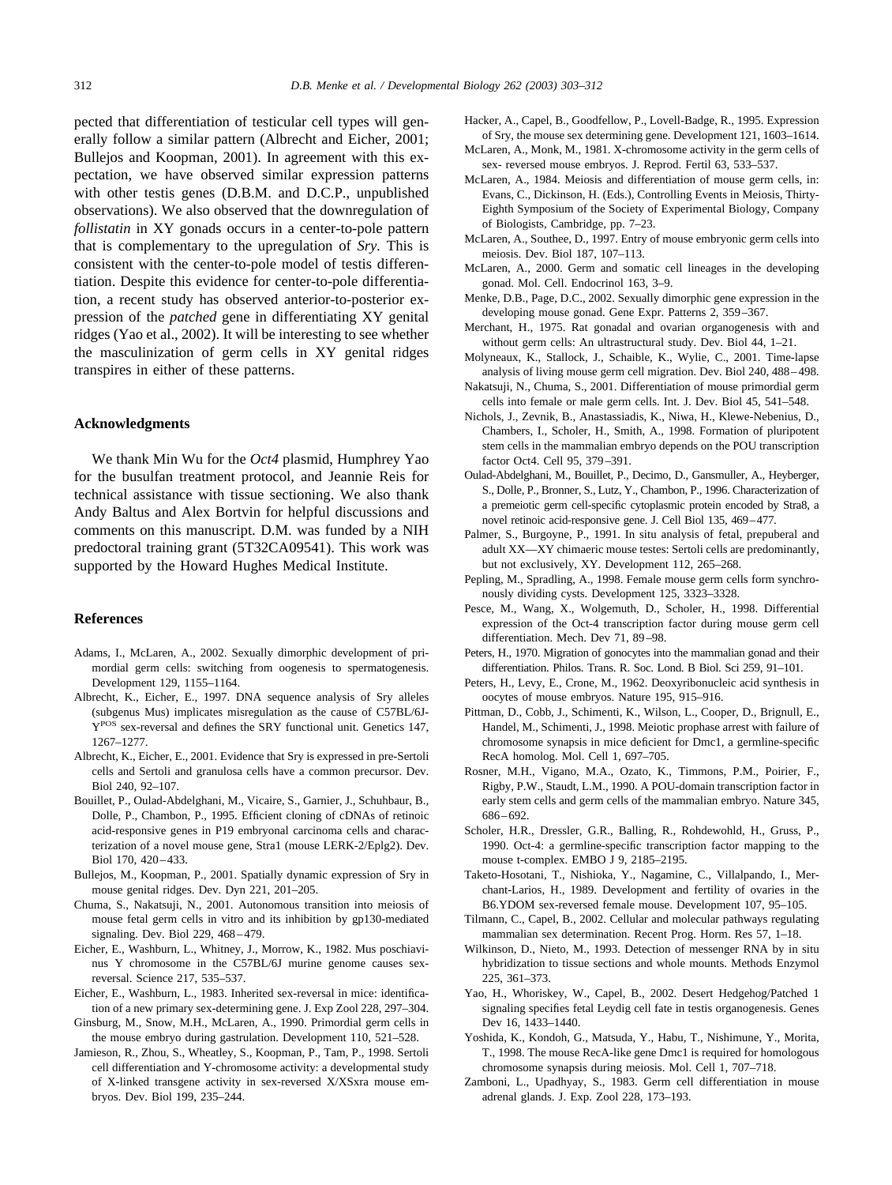pected that differentiation of testicular cell types will generally follow a similar pattern (Albrecht and Eicher, 2001; Bullejos and Koopman, 2001). In agreement with this expectation, we have observed similar expression patterns with other testis genes (D.B.M. and D.C.P., unpublished observations). We also observed that the downregulation of *follistatin* in XY gonads occurs in a center-to-pole pattern that is complementary to the upregulation of *Sry*. This is consistent with the center-to-pole model of testis differentiation. Despite this evidence for center-to-pole differentiation, a recent study has observed anterior-to-posterior expression of the *patched* gene in differentiating XY genital ridges (Yao et al., 2002). It will be interesting to see whether the masculinization of germ cells in XY genital ridges transpires in either of these patterns.

## Acknowledgments

We thank Min Wu for the *Oct4* plasmid, Humphrey Yao for the busulfan treatment protocol, and Jeannie Reis for technical assistance with tissue sectioning. We also thank Andy Baltus and Alex Bortvin for helpful discussions and comments on this manuscript. D.M. was funded by a NIH predoctoral training grant (5T32CA09541). This work was supported by the Howard Hughes Medical Institute.

## References

Adams, I., McLaren, A., 2002. Sexually dimorphic development of primordial germ cells: switching from oogenesis to spermatogenesis. Development 129, 1155–1164.

Albrecht, K., Eicher, E., 1997. DNA sequence analysis of Sry alleles (subgenus Mus) implicates misregulation as the cause of C57BL/6J-$Y^{POS}$ sex-reversal and defines the SRY functional unit. Genetics 147, 1267–1277.

Albrecht, K., Eicher, E., 2001. Evidence that Sry is expressed in pre-Sertoli cells and Sertoli and granulosa cells have a common precursor. Dev. Biol 240, 92–107.

Bouillet, P., Oulad-Abdelghani, M., Vicaire, S., Garnier, J., Schuhbaur, B., Dolle, P., Chambon, P., 1995. Efficient cloning of cDNAs of retinoic acid-responsive genes in P19 embryonal carcinoma cells and characterization of a novel mouse gene, Stra1 (mouse LERK-2/Eplg2). Dev. Biol 170, 420–433.

Bullejos, M., Koopman, P., 2001. Spatially dynamic expression of Sry in mouse genital ridges. Dev. Dyn 221, 201–205.

Chuma, S., Nakatsuji, N., 2001. Autonomous transition into meiosis of mouse fetal germ cells in vitro and its inhibition by gp130-mediated signaling. Dev. Biol 229, 468–479.

Eicher, E., Washburn, L., Whitney, J., Morrow, K., 1982. Mus poschiavinus Y chromosome in the C57BL/6J murine genome causes sex-reversal. Science 217, 535–537.

Eicher, E., Washburn, L., 1983. Inherited sex-reversal in mice: identification of a new primary sex-determining gene. J. Exp Zool 228, 297–304.

Ginsburg, M., Snow, M.H., McLaren, A., 1990. Primordial germ cells in the mouse embryo during gastrulation. Development 110, 521–528.

Jamieson, R., Zhou, S., Wheatley, S., Koopman, P., Tam, P., 1998. Sertoli cell differentiation and Y-chromosome activity: a developmental study of X-linked transgene activity in sex-reversed X/XSxra mouse embryos. Dev. Biol 199, 235–244.

Hacker, A., Capel, B., Goodfellow, P., Lovell-Badge, R., 1995. Expression of Sry, the mouse sex determining gene. Development 121, 1603–1614.

McLaren, A., Monk, M., 1981. X-chromosome activity in the germ cells of sex- reversed mouse embryos. J. Reprod. Fertil 63, 533–537.

McLaren, A., 1984. Meiosis and differentiation of mouse germ cells, in: Evans, C., Dickinson, H. (Eds.), Controlling Events in Meiosis, Thirty-Eighth Symposium of the Society of Experimental Biology, Company of Biologists, Cambridge, pp. 7–23.

McLaren, A., Southee, D., 1997. Entry of mouse embryonic germ cells into meiosis. Dev. Biol 187, 107–113.

McLaren, A., 2000. Germ and somatic cell lineages in the developing gonad. Mol. Cell. Endocrinol 163, 3–9.

Menke, D.B., Page, D.C., 2002. Sexually dimorphic gene expression in the developing mouse gonad. Gene Expr. Patterns 2, 359–367.

Merchant, H., 1975. Rat gonadal and ovarian organogenesis with and without germ cells: An ultrastructural study. Dev. Biol 44, 1–21.

Molyneaux, K., Stallock, J., Schaible, K., Wylie, C., 2001. Time-lapse analysis of living mouse germ cell migration. Dev. Biol 240, 488–498.

Nakatsuji, N., Chuma, S., 2001. Differentiation of mouse primordial germ cells into female or male germ cells. Int. J. Dev. Biol 45, 541–548.

Nichols, J., Zevnik, B., Anastassiadis, K., Niwa, H., Klewe-Nebenius, D., Chambers, I., Scholer, H., Smith, A., 1998. Formation of pluripotent stem cells in the mammalian embryo depends on the POU transcription factor Oct4. Cell 95, 379–391.

Oulad-Abdelghani, M., Bouillet, P., Decimo, D., Gansmuller, A., Heyberger, S., Dolle, P., Bronner, S., Lutz, Y., Chambon, P., 1996. Characterization of a premeiotic germ cell-specific cytoplasmic protein encoded by Stra8, a novel retinoic acid-responsive gene. J. Cell Biol 135, 469–477.

Palmer, S., Burgoyne, P., 1991. In situ analysis of fetal, prepuberal and adult XX—XY chimaeric mouse testes: Sertoli cells are predominantly, but not exclusively, XY. Development 112, 265–268.

Pepling, M., Spradling, A., 1998. Female mouse germ cells form synchronously dividing cysts. Development 125, 3323–3328.

Pesce, M., Wang, X., Wolgemuth, D., Scholer, H., 1998. Differential expression of the Oct-4 transcription factor during mouse germ cell differentiation. Mech. Dev 71, 89–98.

Peters, H., 1970. Migration of gonocytes into the mammalian gonad and their differentiation. Philos. Trans. R. Soc. Lond. B Biol. Sci 259, 91–101.

Peters, H., Levy, E., Crone, M., 1962. Deoxyribonucleic acid synthesis in oocytes of mouse embryos. Nature 195, 915–916.

Pittman, D., Cobb, J., Schimenti, K., Wilson, L., Cooper, D., Brignull, E., Handel, M., Schimenti, J., 1998. Meiotic prophase arrest with failure of chromosome synapsis in mice deficient for Dmc1, a germline-specific RecA homolog. Mol. Cell 1, 697–705.

Rosner, M.H., Vigano, M.A., Ozato, K., Timmons, P.M., Poirier, F., Rigby, P.W., Staudt, L.M., 1990. A POU-domain transcription factor in early stem cells and germ cells of the mammalian embryo. Nature 345, 686–692.

Scholer, H.R., Dressler, G.R., Balling, R., Rohdewohld, H., Gruss, P., 1990. Oct-4: a germline-specific transcription factor mapping to the mouse t-complex. EMBO J 9, 2185–2195.

Taketo-Hosotani, T., Nishioka, Y., Nagamine, C., Villalpando, I., Merchant-Larios, H., 1989. Development and fertility of ovaries in the B6.YDOM sex-reversed female mouse. Development 107, 95–105.

Tilmann, C., Capel, B., 2002. Cellular and molecular pathways regulating mammalian sex determination. Recent Prog. Horm. Res 57, 1–18.

Wilkinson, D., Nieto, M., 1993. Detection of messenger RNA by in situ hybridization to tissue sections and whole mounts. Methods Enzymol 225, 361–373.

Yao, H., Whoriskey, W., Capel, B., 2002. Desert Hedgehog/Patched 1 signaling specifies fetal Leydig cell fate in testis organogenesis. Genes Dev 16, 1433–1440.

Yoshida, K., Kondoh, G., Matsuda, Y., Habu, T., Nishimune, Y., Morita, T., 1998. The mouse RecA-like gene Dmc1 is required for homologous chromosome synapsis during meiosis. Mol. Cell 1, 707–718.

Zamboni, L., Upadhyay, S., 1983. Germ cell differentiation in mouse adrenal glands. J. Exp. Zool 228, 173–193.